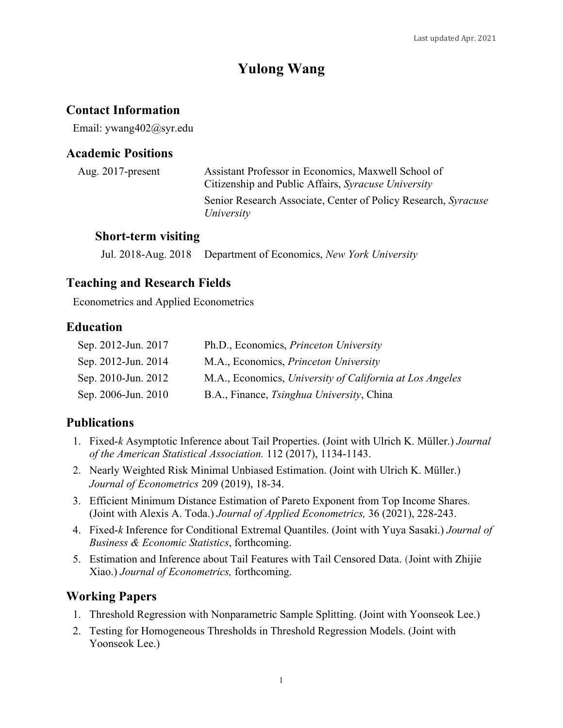Last updated Apr. 2021

# Yulong Wang

## Contact Information

Email: ywang402@syr.edu

## Academic Positions

Aug. 2017-present — Assistant Professor in Economics, Maxwell School of Citizenship and Public Affairs, *Syracuse University*

Senior Research Associate, Center of Policy Research, *Syracuse University*

### Short-term visiting

Jul. 2018-Aug. 2018 — Department of Economics, *New York University*

## Teaching and Research Fields

Econometrics and Applied Econometrics

## Education

| | |
|---|---|
| Sep. 2012-Jun. 2017 | Ph.D., Economics, *Princeton University* |
| Sep. 2012-Jun. 2014 | M.A., Economics, *Princeton University* |
| Sep. 2010-Jun. 2012 | M.A., Economics, *University of California at Los Angeles* |
| Sep. 2006-Jun. 2010 | B.A., Finance, *Tsinghua University*, China |

## Publications

1. Fixed-*k* Asymptotic Inference about Tail Properties. (Joint with Ulrich K. Müller.) *Journal of the American Statistical Association.* 112 (2017), 1134-1143.
2. Nearly Weighted Risk Minimal Unbiased Estimation. (Joint with Ulrich K. Müller.) *Journal of Econometrics* 209 (2019), 18-34.
3. Efficient Minimum Distance Estimation of Pareto Exponent from Top Income Shares. (Joint with Alexis A. Toda.) *Journal of Applied Econometrics,* 36 (2021), 228-243.
4. Fixed-*k* Inference for Conditional Extremal Quantiles. (Joint with Yuya Sasaki.) *Journal of Business & Economic Statistics*, forthcoming.
5. Estimation and Inference about Tail Features with Tail Censored Data. (Joint with Zhijie Xiao.) *Journal of Econometrics,* forthcoming.

## Working Papers

1. Threshold Regression with Nonparametric Sample Splitting. (Joint with Yoonseok Lee.)
2. Testing for Homogeneous Thresholds in Threshold Regression Models. (Joint with Yoonseok Lee.)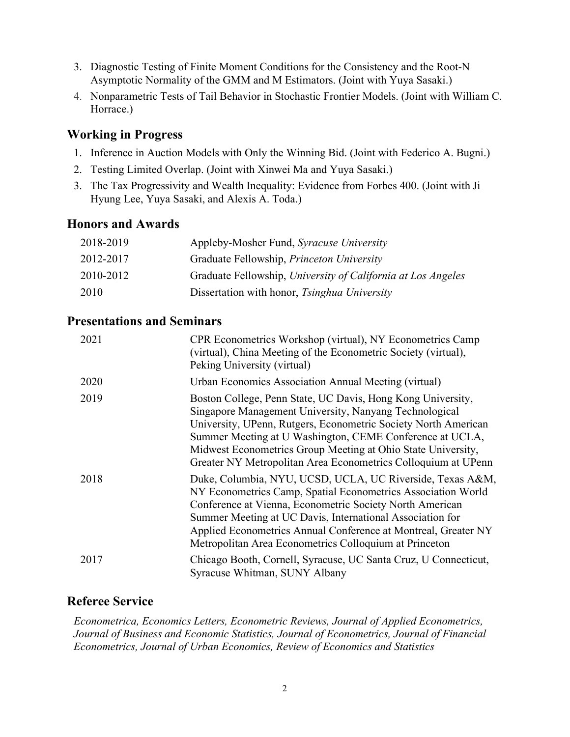3. Diagnostic Testing of Finite Moment Conditions for the Consistency and the Root-N Asymptotic Normality of the GMM and M Estimators. (Joint with Yuya Sasaki.)
4. Nonparametric Tests of Tail Behavior in Stochastic Frontier Models. (Joint with William C. Horrace.)

## Working in Progress

1. Inference in Auction Models with Only the Winning Bid. (Joint with Federico A. Bugni.)
2. Testing Limited Overlap. (Joint with Xinwei Ma and Yuya Sasaki.)
3. The Tax Progressivity and Wealth Inequality: Evidence from Forbes 400. (Joint with Ji Hyung Lee, Yuya Sasaki, and Alexis A. Toda.)

## Honors and Awards

| | |
|---|---|
| 2018-2019 | Appleby-Mosher Fund, *Syracuse University* |
| 2012-2017 | Graduate Fellowship, *Princeton University* |
| 2010-2012 | Graduate Fellowship, *University of California at Los Angeles* |
| 2010 | Dissertation with honor, *Tsinghua University* |

## Presentations and Seminars

| | |
|---|---|
| 2021 | CPR Econometrics Workshop (virtual), NY Econometrics Camp (virtual), China Meeting of the Econometric Society (virtual), Peking University (virtual) |
| 2020 | Urban Economics Association Annual Meeting (virtual) |
| 2019 | Boston College, Penn State, UC Davis, Hong Kong University, Singapore Management University, Nanyang Technological University, UPenn, Rutgers, Econometric Society North American Summer Meeting at U Washington, CEME Conference at UCLA, Midwest Econometrics Group Meeting at Ohio State University, Greater NY Metropolitan Area Econometrics Colloquium at UPenn |
| 2018 | Duke, Columbia, NYU, UCSD, UCLA, UC Riverside, Texas A&M, NY Econometrics Camp, Spatial Econometrics Association World Conference at Vienna, Econometric Society North American Summer Meeting at UC Davis, International Association for Applied Econometrics Annual Conference at Montreal, Greater NY Metropolitan Area Econometrics Colloquium at Princeton |
| 2017 | Chicago Booth, Cornell, Syracuse, UC Santa Cruz, U Connecticut, Syracuse Whitman, SUNY Albany |

## Referee Service

*Econometrica, Economics Letters, Econometric Reviews, Journal of Applied Econometrics, Journal of Business and Economic Statistics, Journal of Econometrics, Journal of Financial Econometrics, Journal of Urban Economics, Review of Economics and Statistics*